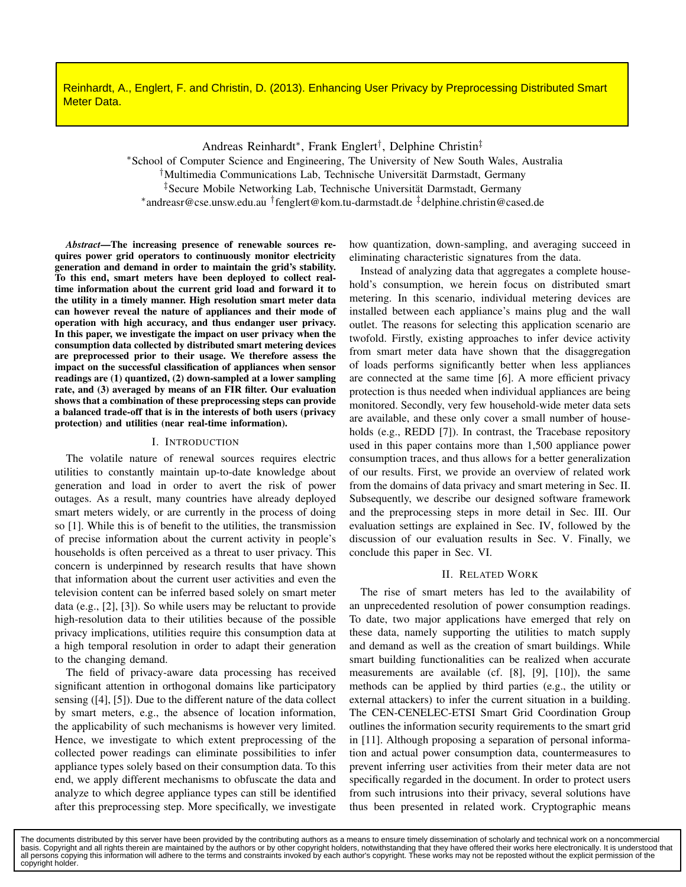Reinhardt, A., Englert, F. and Christin, D. (2013). Enhancing User Privacy by Preprocessing Distributed Smart Meter Data.

Andreas Reinhardt*, Frank Englert†, Delphine Christin‡

*School of Computer Science and Engineering, The University of New South Wales, Australia

†Multimedia Communications Lab, Technische Universität Darmstadt, Germany

‡Secure Mobile Networking Lab, Technische Universität Darmstadt, Germany

*andreasr@cse.unsw.edu.au †fenglert@kom.tu-darmstadt.de ‡delphine.christin@cased.de

***Abstract*—The increasing presence of renewable sources requires power grid operators to continuously monitor electricity generation and demand in order to maintain the grid's stability. To this end, smart meters have been deployed to collect real-time information about the current grid load and forward it to the utility in a timely manner. High resolution smart meter data can however reveal the nature of appliances and their mode of operation with high accuracy, and thus endanger user privacy. In this paper, we investigate the impact on user privacy when the consumption data collected by distributed smart metering devices are preprocessed prior to their usage. We therefore assess the impact on the successful classification of appliances when sensor readings are (1) quantized, (2) down-sampled at a lower sampling rate, and (3) averaged by means of an FIR filter. Our evaluation shows that a combination of these preprocessing steps can provide a balanced trade-off that is in the interests of both users (privacy protection) and utilities (near real-time information).**

## I. Introduction

The volatile nature of renewal sources requires electric utilities to constantly maintain up-to-date knowledge about generation and load in order to avert the risk of power outages. As a result, many countries have already deployed smart meters widely, or are currently in the process of doing so [1]. While this is of benefit to the utilities, the transmission of precise information about the current activity in people's households is often perceived as a threat to user privacy. This concern is underpinned by research results that have shown that information about the current user activities and even the television content can be inferred based solely on smart meter data (e.g., [2], [3]). So while users may be reluctant to provide high-resolution data to their utilities because of the possible privacy implications, utilities require this consumption data at a high temporal resolution in order to adapt their generation to the changing demand.

The field of privacy-aware data processing has received significant attention in orthogonal domains like participatory sensing ([4], [5]). Due to the different nature of the data collect by smart meters, e.g., the absence of location information, the applicability of such mechanisms is however very limited. Hence, we investigate to which extent preprocessing of the collected power readings can eliminate possibilities to infer appliance types solely based on their consumption data. To this end, we apply different mechanisms to obfuscate the data and analyze to which degree appliance types can still be identified after this preprocessing step. More specifically, we investigate how quantization, down-sampling, and averaging succeed in eliminating characteristic signatures from the data.

Instead of analyzing data that aggregates a complete household's consumption, we herein focus on distributed smart metering. In this scenario, individual metering devices are installed between each appliance's mains plug and the wall outlet. The reasons for selecting this application scenario are twofold. Firstly, existing approaches to infer device activity from smart meter data have shown that the disaggregation of loads performs significantly better when less appliances are connected at the same time [6]. A more efficient privacy protection is thus needed when individual appliances are being monitored. Secondly, very few household-wide meter data sets are available, and these only cover a small number of households (e.g., REDD [7]). In contrast, the Tracebase repository used in this paper contains more than 1,500 appliance power consumption traces, and thus allows for a better generalization of our results. First, we provide an overview of related work from the domains of data privacy and smart metering in Sec. II. Subsequently, we describe our designed software framework and the preprocessing steps in more detail in Sec. III. Our evaluation settings are explained in Sec. IV, followed by the discussion of our evaluation results in Sec. V. Finally, we conclude this paper in Sec. VI.

## II. Related Work

The rise of smart meters has led to the availability of an unprecedented resolution of power consumption readings. To date, two major applications have emerged that rely on these data, namely supporting the utilities to match supply and demand as well as the creation of smart buildings. While smart building functionalities can be realized when accurate measurements are available (cf. [8], [9], [10]), the same methods can be applied by third parties (e.g., the utility or external attackers) to infer the current situation in a building. The CEN-CENELEC-ETSI Smart Grid Coordination Group outlines the information security requirements to the smart grid in [11]. Although proposing a separation of personal information and actual power consumption data, countermeasures to prevent inferring user activities from their meter data are not specifically regarded in the document. In order to protect users from such intrusions into their privacy, several solutions have thus been presented in related work. Cryptographic means

The documents distributed by this server have been provided by the contributing authors as a means to ensure timely dissemination of scholarly and technical work on a noncommercial basis. Copyright and all rights therein are maintained by the authors or by other copyright holders, notwithstanding that they have offered their works here electronically. It is understood that all persons copying this information will adhere to the terms and constraints invoked by each author's copyright. These works may not be reposted without the explicit permission of the copyright holder.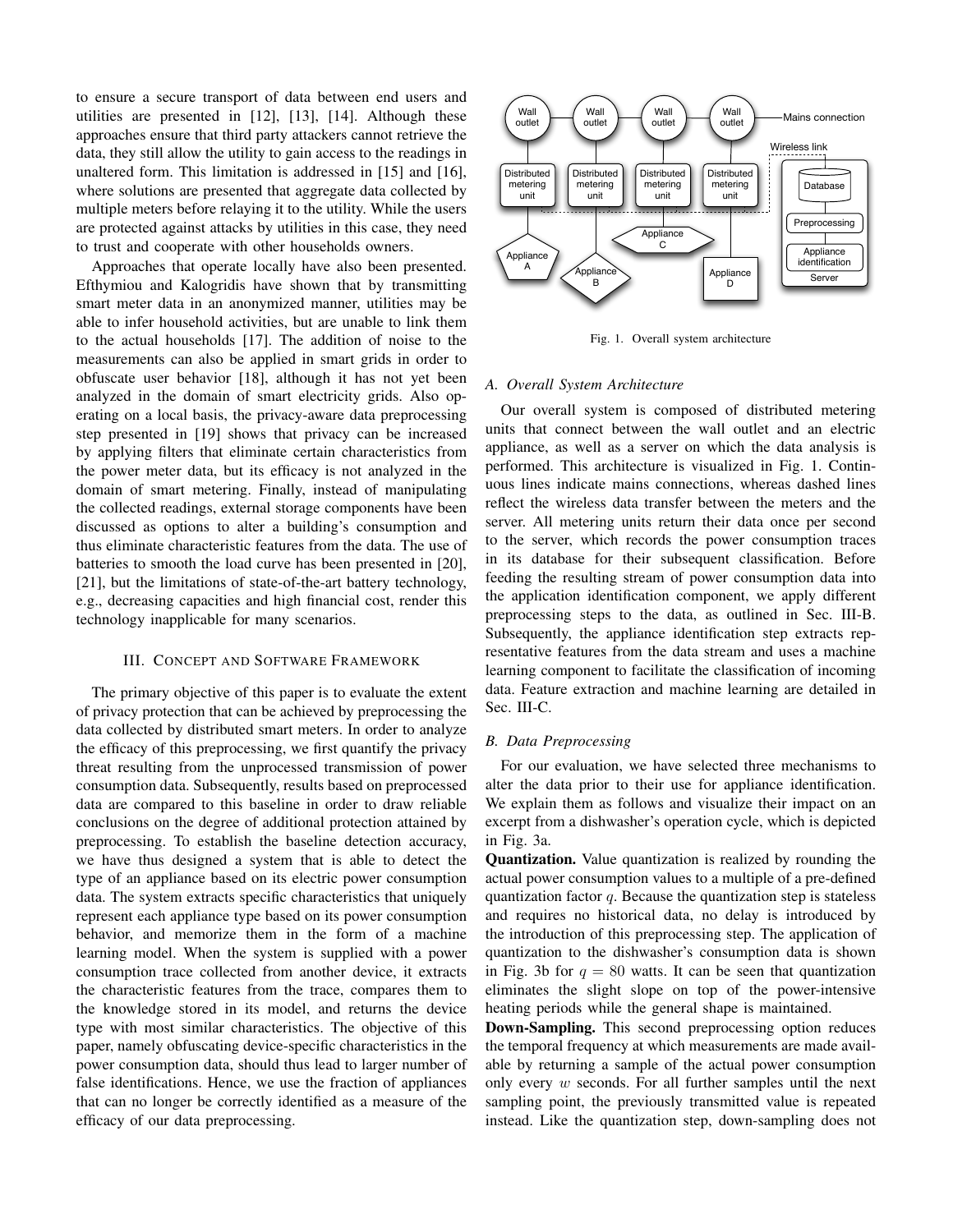to ensure a secure transport of data between end users and utilities are presented in [12], [13], [14]. Although these approaches ensure that third party attackers cannot retrieve the data, they still allow the utility to gain access to the readings in unaltered form. This limitation is addressed in [15] and [16], where solutions are presented that aggregate data collected by multiple meters before relaying it to the utility. While the users are protected against attacks by utilities in this case, they need to trust and cooperate with other households owners.

Approaches that operate locally have also been presented. Efthymiou and Kalogridis have shown that by transmitting smart meter data in an anonymized manner, utilities may be able to infer household activities, but are unable to link them to the actual households [17]. The addition of noise to the measurements can also be applied in smart grids in order to obfuscate user behavior [18], although it has not yet been analyzed in the domain of smart electricity grids. Also operating on a local basis, the privacy-aware data preprocessing step presented in [19] shows that privacy can be increased by applying filters that eliminate certain characteristics from the power meter data, but its efficacy is not analyzed in the domain of smart metering. Finally, instead of manipulating the collected readings, external storage components have been discussed as options to alter a building's consumption and thus eliminate characteristic features from the data. The use of batteries to smooth the load curve has been presented in [20], [21], but the limitations of state-of-the-art battery technology, e.g., decreasing capacities and high financial cost, render this technology inapplicable for many scenarios.

## III. Concept and Software Framework

The primary objective of this paper is to evaluate the extent of privacy protection that can be achieved by preprocessing the data collected by distributed smart meters. In order to analyze the efficacy of this preprocessing, we first quantify the privacy threat resulting from the unprocessed transmission of power consumption data. Subsequently, results based on preprocessed data are compared to this baseline in order to draw reliable conclusions on the degree of additional protection attained by preprocessing. To establish the baseline detection accuracy, we have thus designed a system that is able to detect the type of an appliance based on its electric power consumption data. The system extracts specific characteristics that uniquely represent each appliance type based on its power consumption behavior, and memorize them in the form of a machine learning model. When the system is supplied with a power consumption trace collected from another device, it extracts the characteristic features from the trace, compares them to the knowledge stored in its model, and returns the device type with most similar characteristics. The objective of this paper, namely obfuscating device-specific characteristics in the power consumption data, should thus lead to larger number of false identifications. Hence, we use the fraction of appliances that can no longer be correctly identified as a measure of the efficacy of our data preprocessing.

Wall outlet
Wall outlet
Wall outlet
Wall outlet
Mains connection
Wireless link
Distributed metering unit
Distributed metering unit
Distributed metering unit
Distributed metering unit
Database
Preprocessing
Appliance identification
Server
Appliance A
Appliance B
Appliance C
Appliance D

Fig. 1. Overall system architecture

### A. Overall System Architecture

Our overall system is composed of distributed metering units that connect between the wall outlet and an electric appliance, as well as a server on which the data analysis is performed. This architecture is visualized in Fig. 1. Continuous lines indicate mains connections, whereas dashed lines reflect the wireless data transfer between the meters and the server. All metering units return their data once per second to the server, which records the power consumption traces in its database for their subsequent classification. Before feeding the resulting stream of power consumption data into the application identification component, we apply different preprocessing steps to the data, as outlined in Sec. III-B. Subsequently, the appliance identification step extracts representative features from the data stream and uses a machine learning component to facilitate the classification of incoming data. Feature extraction and machine learning are detailed in Sec. III-C.

### B. Data Preprocessing

For our evaluation, we have selected three mechanisms to alter the data prior to their use for appliance identification. We explain them as follows and visualize their impact on an excerpt from a dishwasher's operation cycle, which is depicted in Fig. 3a.

**Quantization.** Value quantization is realized by rounding the actual power consumption values to a multiple of a pre-defined quantization factor $q$. Because the quantization step is stateless and requires no historical data, no delay is introduced by the introduction of this preprocessing step. The application of quantization to the dishwasher's consumption data is shown in Fig. 3b for $q = 80$ watts. It can be seen that quantization eliminates the slight slope on top of the power-intensive heating periods while the general shape is maintained.

**Down-Sampling.** This second preprocessing option reduces the temporal frequency at which measurements are made available by returning a sample of the actual power consumption only every $w$ seconds. For all further samples until the next sampling point, the previously transmitted value is repeated instead. Like the quantization step, down-sampling does not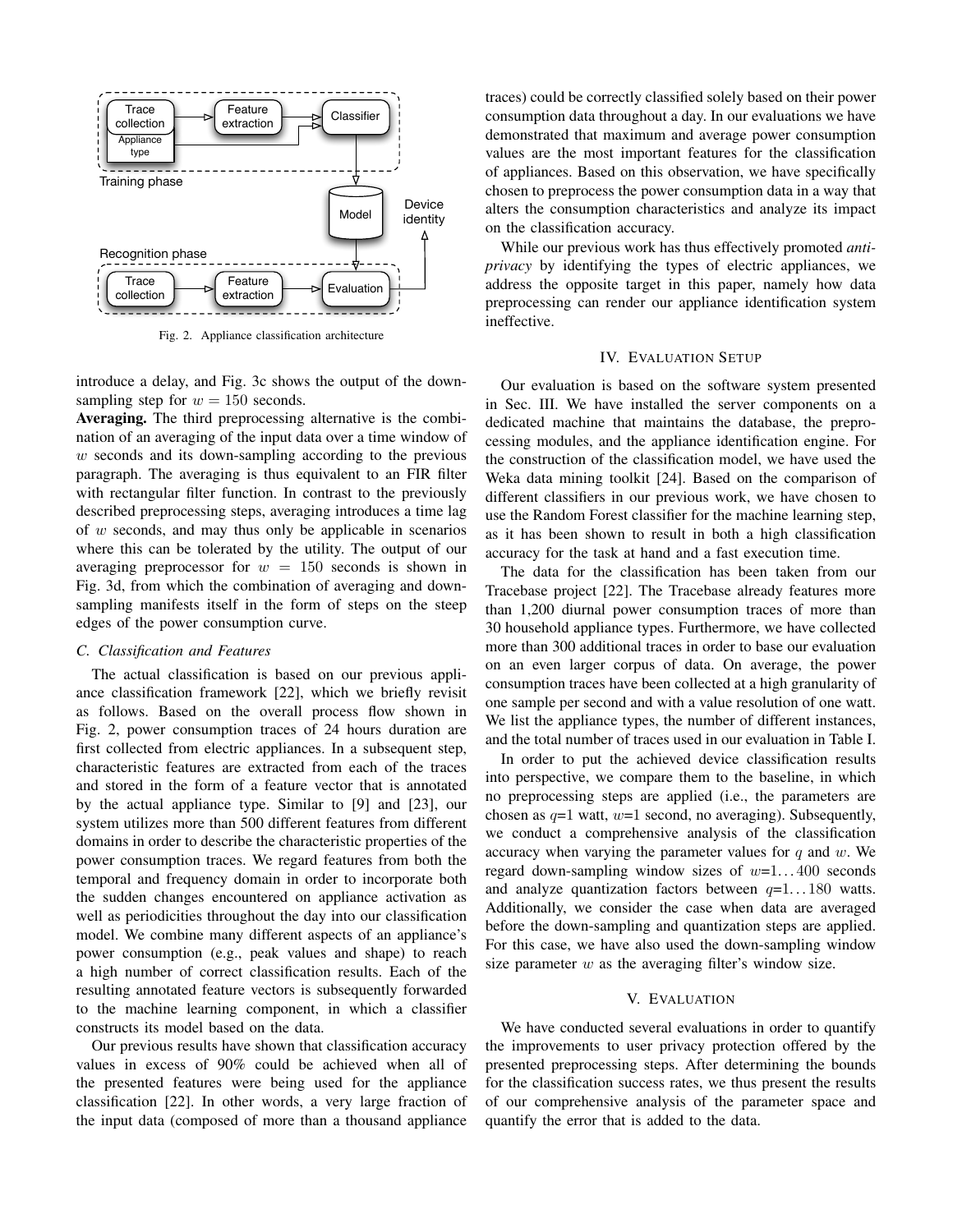Trace collection

Appliance type

Feature extraction

Classifier

Training phase

Model

Device identity

Recognition phase

Trace collection

Feature extraction

Evaluation

Fig. 2. Appliance classification architecture

introduce a delay, and Fig. 3c shows the output of the down-sampling step for $w = 150$ seconds.

**Averaging.** The third preprocessing alternative is the combination of an averaging of the input data over a time window of $w$ seconds and its down-sampling according to the previous paragraph. The averaging is thus equivalent to an FIR filter with rectangular filter function. In contrast to the previously described preprocessing steps, averaging introduces a time lag of $w$ seconds, and may thus only be applicable in scenarios where this can be tolerated by the utility. The output of our averaging preprocessor for $w = 150$ seconds is shown in Fig. 3d, from which the combination of averaging and down-sampling manifests itself in the form of steps on the steep edges of the power consumption curve.

### C. Classification and Features

The actual classification is based on our previous appliance classification framework [22], which we briefly revisit as follows. Based on the overall process flow shown in Fig. 2, power consumption traces of 24 hours duration are first collected from electric appliances. In a subsequent step, characteristic features are extracted from each of the traces and stored in the form of a feature vector that is annotated by the actual appliance type. Similar to [9] and [23], our system utilizes more than 500 different features from different domains in order to describe the characteristic properties of the power consumption traces. We regard features from both the temporal and frequency domain in order to incorporate both the sudden changes encountered on appliance activation as well as periodicities throughout the day into our classification model. We combine many different aspects of an appliance's power consumption (e.g., peak values and shape) to reach a high number of correct classification results. Each of the resulting annotated feature vectors is subsequently forwarded to the machine learning component, in which a classifier constructs its model based on the data.

Our previous results have shown that classification accuracy values in excess of 90% could be achieved when all of the presented features were being used for the appliance classification [22]. In other words, a very large fraction of the input data (composed of more than a thousand appliance traces) could be correctly classified solely based on their power consumption data throughout a day. In our evaluations we have demonstrated that maximum and average power consumption values are the most important features for the classification of appliances. Based on this observation, we have specifically chosen to preprocess the power consumption data in a way that alters the consumption characteristics and analyze its impact on the classification accuracy.

While our previous work has thus effectively promoted *anti-privacy* by identifying the types of electric appliances, we address the opposite target in this paper, namely how data preprocessing can render our appliance identification system ineffective.

## IV. Evaluation Setup

Our evaluation is based on the software system presented in Sec. III. We have installed the server components on a dedicated machine that maintains the database, the preprocessing modules, and the appliance identification engine. For the construction of the classification model, we have used the Weka data mining toolkit [24]. Based on the comparison of different classifiers in our previous work, we have chosen to use the Random Forest classifier for the machine learning step, as it has been shown to result in both a high classification accuracy for the task at hand and a fast execution time.

The data for the classification has been taken from our Tracebase project [22]. The Tracebase already features more than 1,200 diurnal power consumption traces of more than 30 household appliance types. Furthermore, we have collected more than 300 additional traces in order to base our evaluation on an even larger corpus of data. On average, the power consumption traces have been collected at a high granularity of one sample per second and with a value resolution of one watt. We list the appliance types, the number of different instances, and the total number of traces used in our evaluation in Table I.

In order to put the achieved device classification results into perspective, we compare them to the baseline, in which no preprocessing steps are applied (i.e., the parameters are chosen as $q$=1 watt, $w$=1 second, no averaging). Subsequently, we conduct a comprehensive analysis of the classification accuracy when varying the parameter values for $q$ and $w$. We regard down-sampling window sizes of $w$=1…400 seconds and analyze quantization factors between $q$=1…180 watts. Additionally, we consider the case when data are averaged before the down-sampling and quantization steps are applied. For this case, we have also used the down-sampling window size parameter $w$ as the averaging filter's window size.

## V. Evaluation

We have conducted several evaluations in order to quantify the improvements to user privacy protection offered by the presented preprocessing steps. After determining the bounds for the classification success rates, we thus present the results of our comprehensive analysis of the parameter space and quantify the error that is added to the data.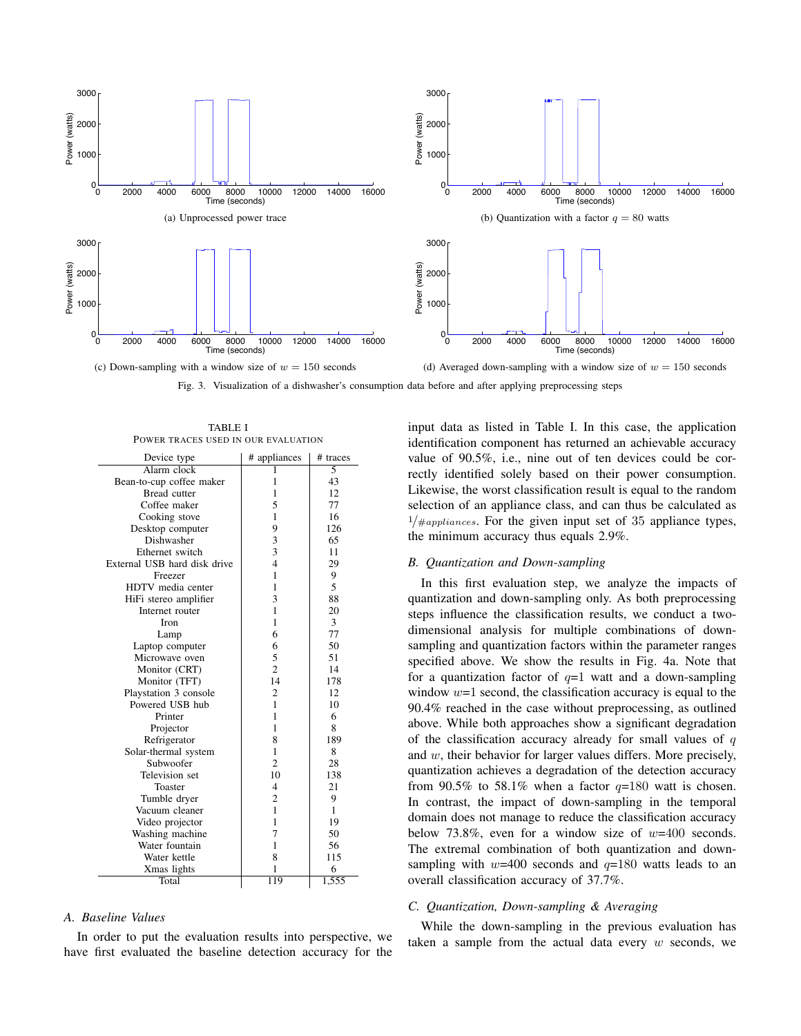(a) Unprocessed power trace

(b) Quantization with a factor $q = 80$ watts

(c) Down-sampling with a window size of $w = 150$ seconds

(d) Averaged down-sampling with a window size of $w = 150$ seconds

Fig. 3. Visualization of a dishwasher's consumption data before and after applying preprocessing steps

TABLE I
POWER TRACES USED IN OUR EVALUATION

| Device type | # appliances | # traces |
|---|---|---|
| Alarm clock | 1 | 5 |
| Bean-to-cup coffee maker | 1 | 43 |
| Bread cutter | 1 | 12 |
| Coffee maker | 5 | 77 |
| Cooking stove | 1 | 16 |
| Desktop computer | 9 | 126 |
| Dishwasher | 3 | 65 |
| Ethernet switch | 3 | 11 |
| External USB hard disk drive | 4 | 29 |
| Freezer | 1 | 9 |
| HDTV media center | 1 | 5 |
| HiFi stereo amplifier | 3 | 88 |
| Internet router | 1 | 20 |
| Iron | 1 | 3 |
| Lamp | 6 | 77 |
| Laptop computer | 6 | 50 |
| Microwave oven | 5 | 51 |
| Monitor (CRT) | 2 | 14 |
| Monitor (TFT) | 14 | 178 |
| Playstation 3 console | 2 | 12 |
| Powered USB hub | 1 | 10 |
| Printer | 1 | 6 |
| Projector | 1 | 8 |
| Refrigerator | 8 | 189 |
| Solar-thermal system | 1 | 8 |
| Subwoofer | 2 | 28 |
| Television set | 10 | 138 |
| Toaster | 4 | 21 |
| Tumble dryer | 2 | 9 |
| Vacuum cleaner | 1 | 1 |
| Video projector | 1 | 19 |
| Washing machine | 7 | 50 |
| Water fountain | 1 | 56 |
| Water kettle | 8 | 115 |
| Xmas lights | 1 | 6 |
| Total | 119 | 1,555 |

### A. Baseline Values

In order to put the evaluation results into perspective, we have first evaluated the baseline detection accuracy for the input data as listed in Table I. In this case, the application identification component has returned an achievable accuracy value of 90.5%, i.e., nine out of ten devices could be correctly identified solely based on their power consumption. Likewise, the worst classification result is equal to the random selection of an appliance class, and can thus be calculated as $1/_{\#appliances}$. For the given input set of 35 appliance types, the minimum accuracy thus equals 2.9%.

### B. Quantization and Down-sampling

In this first evaluation step, we analyze the impacts of quantization and down-sampling only. As both preprocessing steps influence the classification results, we conduct a two-dimensional analysis for multiple combinations of down-sampling and quantization factors within the parameter ranges specified above. We show the results in Fig. 4a. Note that for a quantization factor of $q$=1 watt and a down-sampling window $w$=1 second, the classification accuracy is equal to the 90.4% reached in the case without preprocessing, as outlined above. While both approaches show a significant degradation of the classification accuracy already for small values of $q$ and $w$, their behavior for larger values differs. More precisely, quantization achieves a degradation of the detection accuracy from 90.5% to 58.1% when a factor $q$=180 watt is chosen. In contrast, the impact of down-sampling in the temporal domain does not manage to reduce the classification accuracy below 73.8%, even for a window size of $w$=400 seconds. The extremal combination of both quantization and down-sampling with $w$=400 seconds and $q$=180 watts leads to an overall classification accuracy of 37.7%.

### C. Quantization, Down-sampling & Averaging

While the down-sampling in the previous evaluation has taken a sample from the actual data every $w$ seconds, we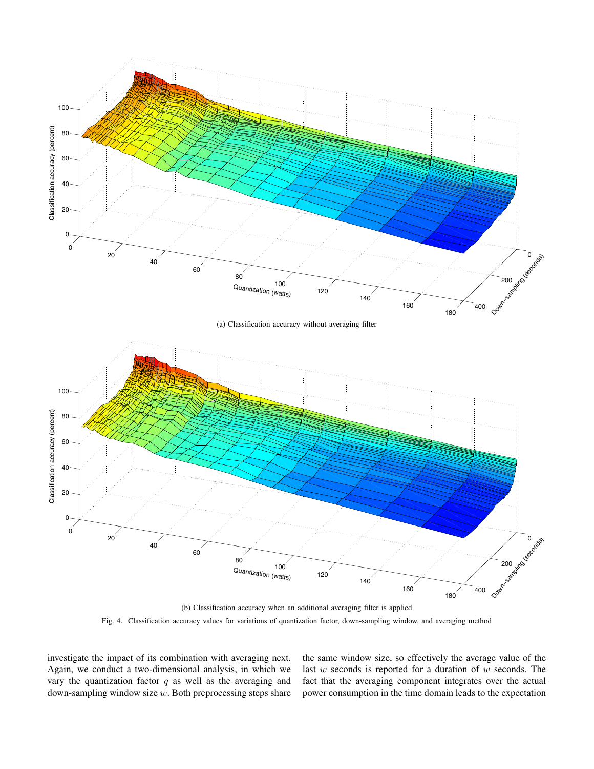(a) Classification accuracy without averaging filter

(b) Classification accuracy when an additional averaging filter is applied

Fig. 4. Classification accuracy values for variations of quantization factor, down-sampling window, and averaging method

investigate the impact of its combination with averaging next. Again, we conduct a two-dimensional analysis, in which we vary the quantization factor $q$ as well as the averaging and down-sampling window size $w$. Both preprocessing steps share the same window size, so effectively the average value of the last $w$ seconds is reported for a duration of $w$ seconds. The fact that the averaging component integrates over the actual power consumption in the time domain leads to the expectation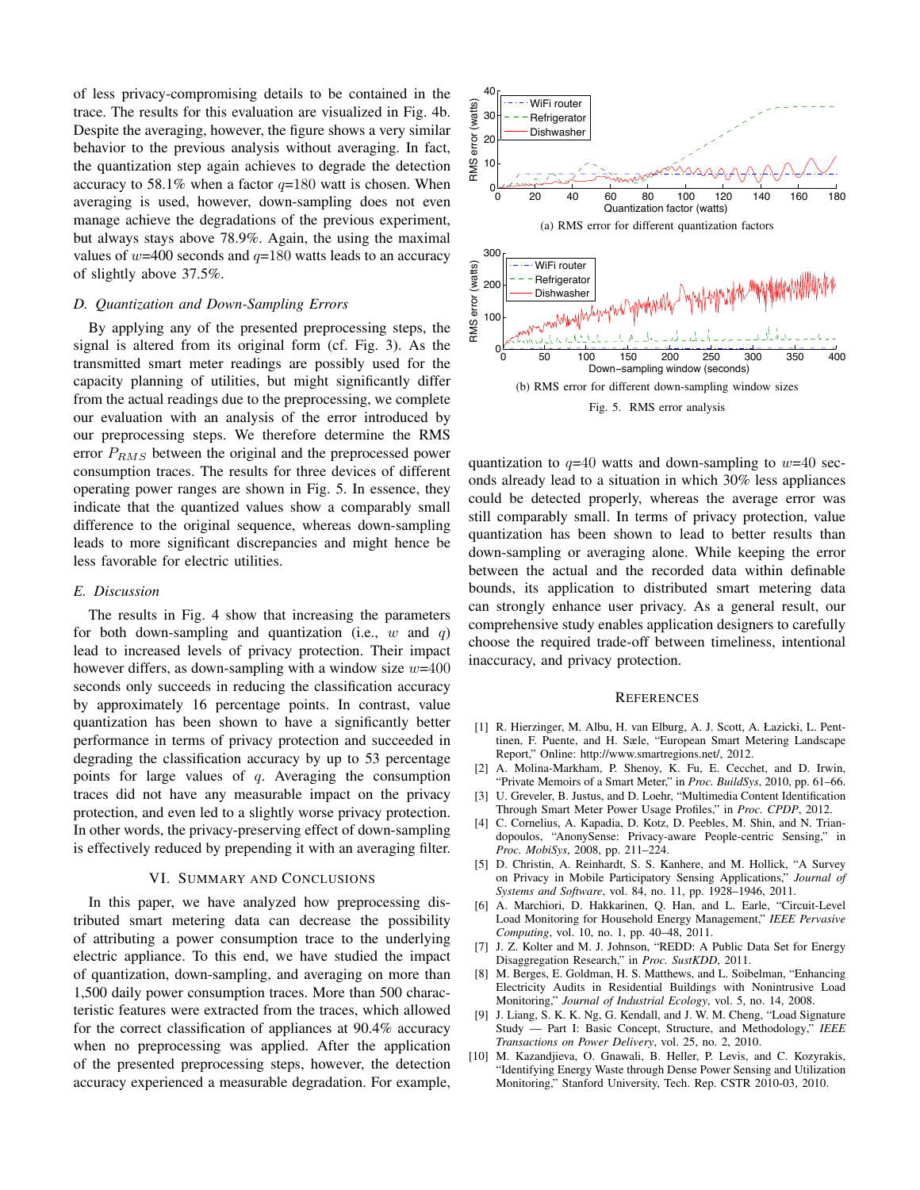of less privacy-compromising details to be contained in the trace. The results for this evaluation are visualized in Fig. 4b. Despite the averaging, however, the figure shows a very similar behavior to the previous analysis without averaging. In fact, the quantization step again achieves to degrade the detection accuracy to 58.1% when a factor $q$=180 watt is chosen. When averaging is used, however, down-sampling does not even manage achieve the degradations of the previous experiment, but always stays above 78.9%. Again, the using the maximal values of $w$=400 seconds and $q$=180 watts leads to an accuracy of slightly above 37.5%.

### D. Quantization and Down-Sampling Errors

By applying any of the presented preprocessing steps, the signal is altered from its original form (cf. Fig. 3). As the transmitted smart meter readings are possibly used for the capacity planning of utilities, but might significantly differ from the actual readings due to the preprocessing, we complete our evaluation with an analysis of the error introduced by our preprocessing steps. We therefore determine the RMS error $P_{RMS}$ between the original and the preprocessed power consumption traces. The results for three devices of different operating power ranges are shown in Fig. 5. In essence, they indicate that the quantized values show a comparably small difference to the original sequence, whereas down-sampling leads to more significant discrepancies and might hence be less favorable for electric utilities.

### E. Discussion

The results in Fig. 4 show that increasing the parameters for both down-sampling and quantization (i.e., $w$ and $q$) lead to increased levels of privacy protection. Their impact however differs, as down-sampling with a window size $w$=400 seconds only succeeds in reducing the classification accuracy by approximately 16 percentage points. In contrast, value quantization has been shown to have a significantly better performance in terms of privacy protection and succeeded in degrading the classification accuracy by up to 53 percentage points for large values of $q$. Averaging the consumption traces did not have any measurable impact on the privacy protection, and even led to a slightly worse privacy protection. In other words, the privacy-preserving effect of down-sampling is effectively reduced by prepending it with an averaging filter.

## VI. Summary and Conclusions

In this paper, we have analyzed how preprocessing distributed smart metering data can decrease the possibility of attributing a power consumption trace to the underlying electric appliance. To this end, we have studied the impact of quantization, down-sampling, and averaging on more than 1,500 daily power consumption traces. More than 500 characteristic features were extracted from the traces, which allowed for the correct classification of appliances at 90.4% accuracy when no preprocessing was applied. After the application of the presented preprocessing steps, however, the detection accuracy experienced a measurable degradation. For example, quantization to $q$=40 watts and down-sampling to $w$=40 seconds already lead to a situation in which 30% less appliances could be detected properly, whereas the average error was still comparably small. In terms of privacy protection, value quantization has been shown to lead to better results than down-sampling or averaging alone. While keeping the error between the actual and the recorded data within definable bounds, its application to distributed smart metering data can strongly enhance user privacy. As a general result, our comprehensive study enables application designers to carefully choose the required trade-off between timeliness, intentional inaccuracy, and privacy protection.

(a) RMS error for different quantization factors

(b) RMS error for different down-sampling window sizes

Fig. 5. RMS error analysis

## References

[1] R. Hierzinger, M. Albu, H. van Elburg, A. J. Scott, A. Łazicki, L. Penttinen, F. Puente, and H. Sæle, "European Smart Metering Landscape Report," Online: http://www.smartregions.net/, 2012.

[2] A. Molina-Markham, P. Shenoy, K. Fu, E. Cecchet, and D. Irwin, "Private Memoirs of a Smart Meter," in *Proc. BuildSys*, 2010, pp. 61–66.

[3] U. Greveler, B. Justus, and D. Loehr, "Multimedia Content Identification Through Smart Meter Power Usage Profiles," in *Proc. CPDP*, 2012.

[4] C. Cornelius, A. Kapadia, D. Kotz, D. Peebles, M. Shin, and N. Triandopoulos, "AnonySense: Privacy-aware People-centric Sensing," in *Proc. MobiSys*, 2008, pp. 211–224.

[5] D. Christin, A. Reinhardt, S. S. Kanhere, and M. Hollick, "A Survey on Privacy in Mobile Participatory Sensing Applications," *Journal of Systems and Software*, vol. 84, no. 11, pp. 1928–1946, 2011.

[6] A. Marchiori, D. Hakkarinen, Q. Han, and L. Earle, "Circuit-Level Load Monitoring for Household Energy Management," *IEEE Pervasive Computing*, vol. 10, no. 1, pp. 40–48, 2011.

[7] J. Z. Kolter and M. J. Johnson, "REDD: A Public Data Set for Energy Disaggregation Research," in *Proc. SustKDD*, 2011.

[8] M. Berges, E. Goldman, H. S. Matthews, and L. Soibelman, "Enhancing Electricity Audits in Residential Buildings with Nonintrusive Load Monitoring," *Journal of Industrial Ecology*, vol. 5, no. 14, 2008.

[9] J. Liang, S. K. K. Ng, G. Kendall, and J. W. M. Cheng, "Load Signature Study — Part I: Basic Concept, Structure, and Methodology," *IEEE Transactions on Power Delivery*, vol. 25, no. 2, 2010.

[10] M. Kazandjieva, O. Gnawali, B. Heller, P. Levis, and C. Kozyrakis, "Identifying Energy Waste through Dense Power Sensing and Utilization Monitoring," Stanford University, Tech. Rep. CSTR 2010-03, 2010.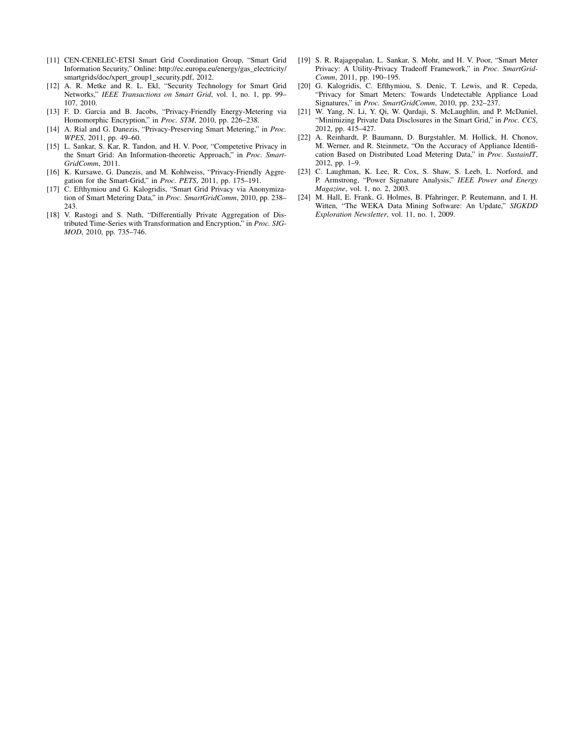[11] CEN-CENELEC-ETSI Smart Grid Coordination Group, "Smart Grid Information Security," Online: http://ec.europa.eu/energy/gas_electricity/smartgrids/doc/xpert_group1_security.pdf, 2012.

[12] A. R. Metke and R. L. Ekl, "Security Technology for Smart Grid Networks," *IEEE Transactions on Smart Grid*, vol. 1, no. 1, pp. 99–107, 2010.

[13] F. D. Garcia and B. Jacobs, "Privacy-Friendly Energy-Metering via Homomorphic Encryption," in *Proc. STM*, 2010, pp. 226–238.

[14] A. Rial and G. Danezis, "Privacy-Preserving Smart Metering," in *Proc. WPES*, 2011, pp. 49–60.

[15] L. Sankar, S. Kar, R. Tandon, and H. V. Poor, "Competetive Privacy in the Smart Grid: An Information-theoretic Approach," in *Proc. SmartGridComm*, 2011.

[16] K. Kursawe, G. Danezis, and M. Kohlweiss, "Privacy-Friendly Aggregation for the Smart-Grid," in *Proc. PETS*, 2011, pp. 175–191.

[17] C. Efthymiou and G. Kalogridis, "Smart Grid Privacy via Anonymization of Smart Metering Data," in *Proc. SmartGridComm*, 2010, pp. 238–243.

[18] V. Rastogi and S. Nath, "Differentially Private Aggregation of Distributed Time-Series with Transformation and Encryption," in *Proc. SIGMOD*, 2010, pp. 735–746.

[19] S. R. Rajagopalan, L. Sankar, S. Mohr, and H. V. Poor, "Smart Meter Privacy: A Utility-Privacy Tradeoff Framework," in *Proc. SmartGridComm*, 2011, pp. 190–195.

[20] G. Kalogridis, C. Efthymiou, S. Denic, T. Lewis, and R. Cepeda, "Privacy for Smart Meters: Towards Undetectable Appliance Load Signatures," in *Proc. SmartGridComm*, 2010, pp. 232–237.

[21] W. Yang, N. Li, Y. Qi, W. Qardaji, S. McLaughlin, and P. McDaniel, "Minimizing Private Data Disclosures in the Smart Grid," in *Proc. CCS*, 2012, pp. 415–427.

[22] A. Reinhardt, P. Baumann, D. Burgstahler, M. Hollick, H. Chonov, M. Werner, and R. Steinmetz, "On the Accuracy of Appliance Identification Based on Distributed Load Metering Data," in *Proc. SustainIT*, 2012, pp. 1–9.

[23] C. Laughman, K. Lee, R. Cox, S. Shaw, S. Leeb, L. Norford, and P. Armstrong, "Power Signature Analysis," *IEEE Power and Energy Magazine*, vol. 1, no. 2, 2003.

[24] M. Hall, E. Frank, G. Holmes, B. Pfahringer, P. Reutemann, and I. H. Witten, "The WEKA Data Mining Software: An Update," *SIGKDD Exploration Newsletter*, vol. 11, no. 1, 2009.